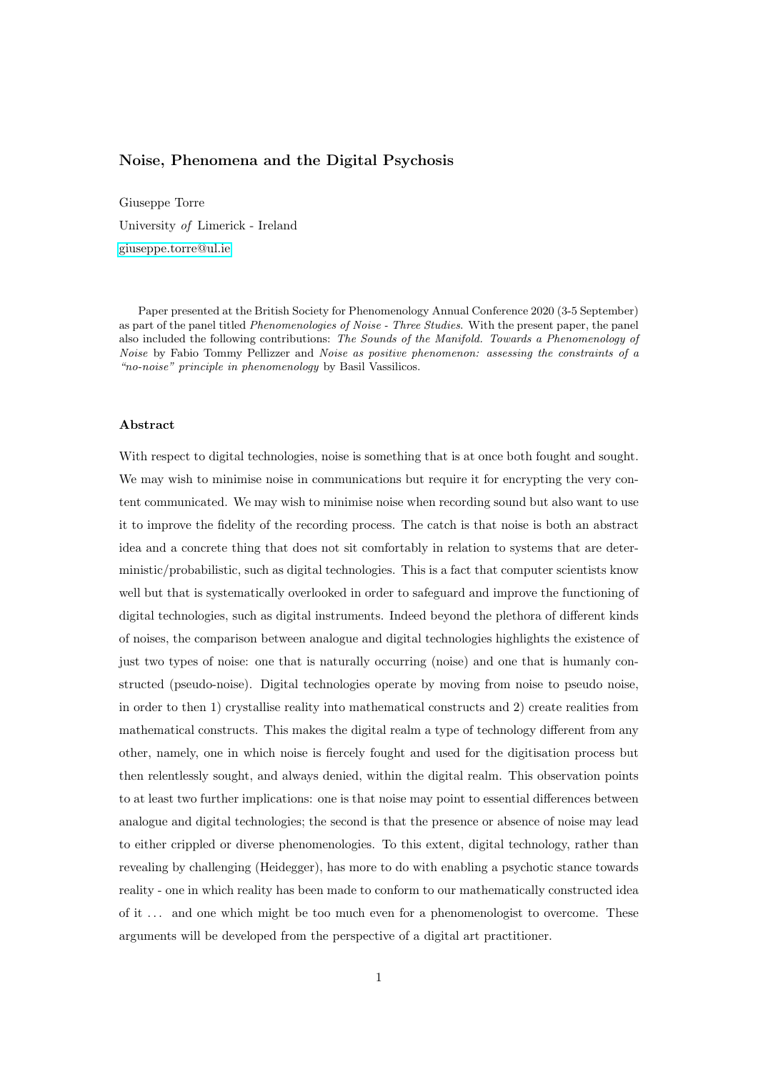# Noise, Phenomena and the Digital Psychosis

Giuseppe Torre

University *of* Limerick - Ireland

giuseppe.torre@ul.ie

Paper presented at the British Society for Phenomenology Annual Conference 2020 (3-5 September) as part of the panel titled *Phenomenologies of Noise - Three Studies*. With the present paper, the panel also included the following contributions: *The Sounds of the Manifold. Towards a Phenomenology of Noise* by Fabio Tommy Pellizzer and *Noise as positive phenomenon: assessing the constraints of a "no-noise" principle in phenomenology* by Basil Vassilicos.

## Abstract

With respect to digital technologies, noise is something that is at once both fought and sought. We may wish to minimise noise in communications but require it for encrypting the very content communicated. We may wish to minimise noise when recording sound but also want to use it to improve the fidelity of the recording process. The catch is that noise is both an abstract idea and a concrete thing that does not sit comfortably in relation to systems that are deterministic/probabilistic, such as digital technologies. This is a fact that computer scientists know well but that is systematically overlooked in order to safeguard and improve the functioning of digital technologies, such as digital instruments. Indeed beyond the plethora of different kinds of noises, the comparison between analogue and digital technologies highlights the existence of just two types of noise: one that is naturally occurring (noise) and one that is humanly constructed (pseudo-noise). Digital technologies operate by moving from noise to pseudo noise, in order to then 1) crystallise reality into mathematical constructs and 2) create realities from mathematical constructs. This makes the digital realm a type of technology different from any other, namely, one in which noise is fiercely fought and used for the digitisation process but then relentlessly sought, and always denied, within the digital realm. This observation points to at least two further implications: one is that noise may point to essential differences between analogue and digital technologies; the second is that the presence or absence of noise may lead to either crippled or diverse phenomenologies. To this extent, digital technology, rather than revealing by challenging (Heidegger), has more to do with enabling a psychotic stance towards reality - one in which reality has been made to conform to our mathematically constructed idea of it . . . and one which might be too much even for a phenomenologist to overcome. These arguments will be developed from the perspective of a digital art practitioner.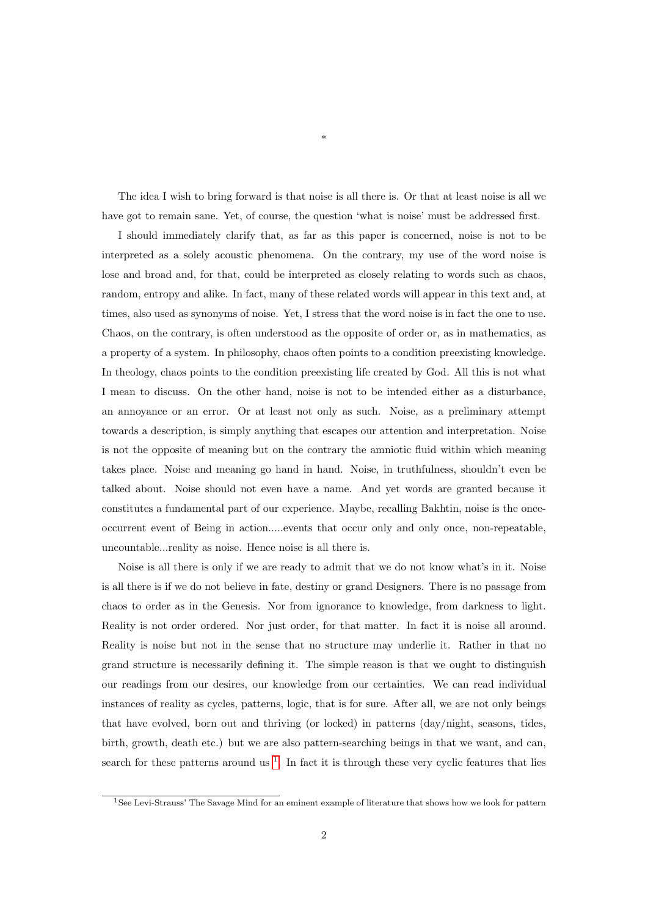*

The idea I wish to bring forward is that noise is all there is. Or that at least noise is all we have got to remain sane. Yet, of course, the question 'what is noise' must be addressed first.

I should immediately clarify that, as far as this paper is concerned, noise is not to be interpreted as a solely acoustic phenomena. On the contrary, my use of the word noise is lose and broad and, for that, could be interpreted as closely relating to words such as chaos, random, entropy and alike. In fact, many of these related words will appear in this text and, at times, also used as synonyms of noise. Yet, I stress that the word noise is in fact the one to use. Chaos, on the contrary, is often understood as the opposite of order or, as in mathematics, as a property of a system. In philosophy, chaos often points to a condition preexisting knowledge. In theology, chaos points to the condition preexisting life created by God. All this is not what I mean to discuss. On the other hand, noise is not to be intended either as a disturbance, an annoyance or an error. Or at least not only as such. Noise, as a preliminary attempt towards a description, is simply anything that escapes our attention and interpretation. Noise is not the opposite of meaning but on the contrary the amniotic fluid within which meaning takes place. Noise and meaning go hand in hand. Noise, in truthfulness, shouldn't even be talked about. Noise should not even have a name. And yet words are granted because it constitutes a fundamental part of our experience. Maybe, recalling Bakhtin, noise is the once-occurrent event of Being in action.....events that occur only and only once, non-repeatable, uncountable...reality as noise. Hence noise is all there is.

Noise is all there is only if we are ready to admit that we do not know what's in it. Noise is all there is if we do not believe in fate, destiny or grand Designers. There is no passage from chaos to order as in the Genesis. Nor from ignorance to knowledge, from darkness to light. Reality is not order ordered. Nor just order, for that matter. In fact it is noise all around. Reality is noise but not in the sense that no structure may underlie it. Rather in that no grand structure is necessarily defining it. The simple reason is that we ought to distinguish our readings from our desires, our knowledge from our certainties. We can read individual instances of reality as cycles, patterns, logic, that is for sure. After all, we are not only beings that have evolved, born out and thriving (or locked) in patterns (day/night, seasons, tides, birth, growth, death etc.) but we are also pattern-searching beings in that we want, and can, search for these patterns around us [1]. In fact it is through these very cyclic features that lies

[1] See Levi-Strauss' The Savage Mind for an eminent example of literature that shows how we look for pattern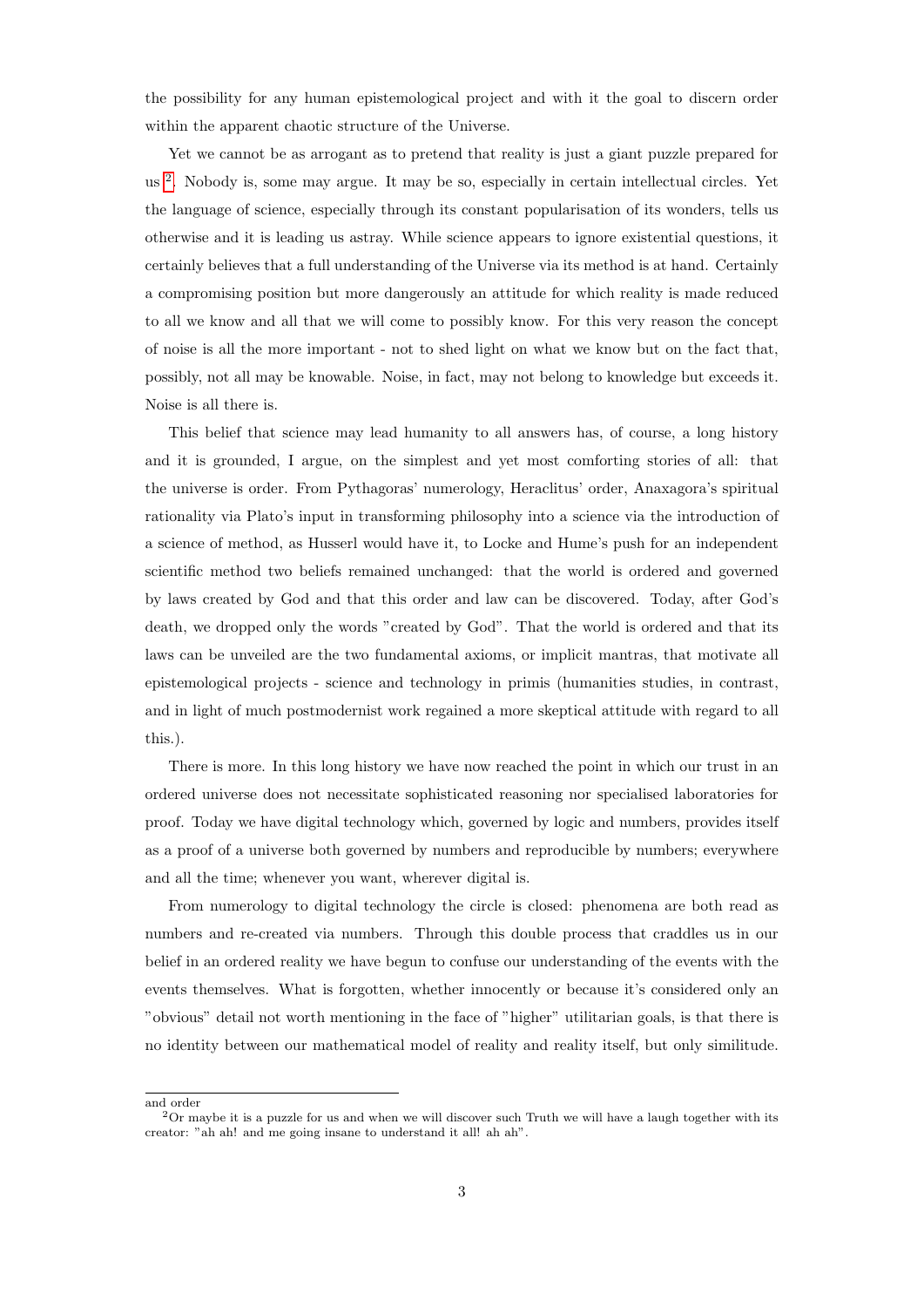the possibility for any human epistemological project and with it the goal to discern order within the apparent chaotic structure of the Universe.

Yet we cannot be as arrogant as to pretend that reality is just a giant puzzle prepared for us [2]. Nobody is, some may argue. It may be so, especially in certain intellectual circles. Yet the language of science, especially through its constant popularisation of its wonders, tells us otherwise and it is leading us astray. While science appears to ignore existential questions, it certainly believes that a full understanding of the Universe via its method is at hand. Certainly a compromising position but more dangerously an attitude for which reality is made reduced to all we know and all that we will come to possibly know. For this very reason the concept of noise is all the more important - not to shed light on what we know but on the fact that, possibly, not all may be knowable. Noise, in fact, may not belong to knowledge but exceeds it. Noise is all there is.

This belief that science may lead humanity to all answers has, of course, a long history and it is grounded, I argue, on the simplest and yet most comforting stories of all: that the universe is order. From Pythagoras' numerology, Heraclitus' order, Anaxagora's spiritual rationality via Plato's input in transforming philosophy into a science via the introduction of a science of method, as Husserl would have it, to Locke and Hume's push for an independent scientific method two beliefs remained unchanged: that the world is ordered and governed by laws created by God and that this order and law can be discovered. Today, after God's death, we dropped only the words "created by God". That the world is ordered and that its laws can be unveiled are the two fundamental axioms, or implicit mantras, that motivate all epistemological projects - science and technology in primis (humanities studies, in contrast, and in light of much postmodernist work regained a more skeptical attitude with regard to all this.).

There is more. In this long history we have now reached the point in which our trust in an ordered universe does not necessitate sophisticated reasoning nor specialised laboratories for proof. Today we have digital technology which, governed by logic and numbers, provides itself as a proof of a universe both governed by numbers and reproducible by numbers; everywhere and all the time; whenever you want, wherever digital is.

From numerology to digital technology the circle is closed: phenomena are both read as numbers and re-created via numbers. Through this double process that craddles us in our belief in an ordered reality we have begun to confuse our understanding of the events with the events themselves. What is forgotten, whether innocently or because it's considered only an "obvious" detail not worth mentioning in the face of "higher" utilitarian goals, is that there is no identity between our mathematical model of reality and reality itself, but only similitude.

---

and order

[2] Or maybe it is a puzzle for us and when we will discover such Truth we will have a laugh together with its creator: "ah ah! and me going insane to understand it all! ah ah".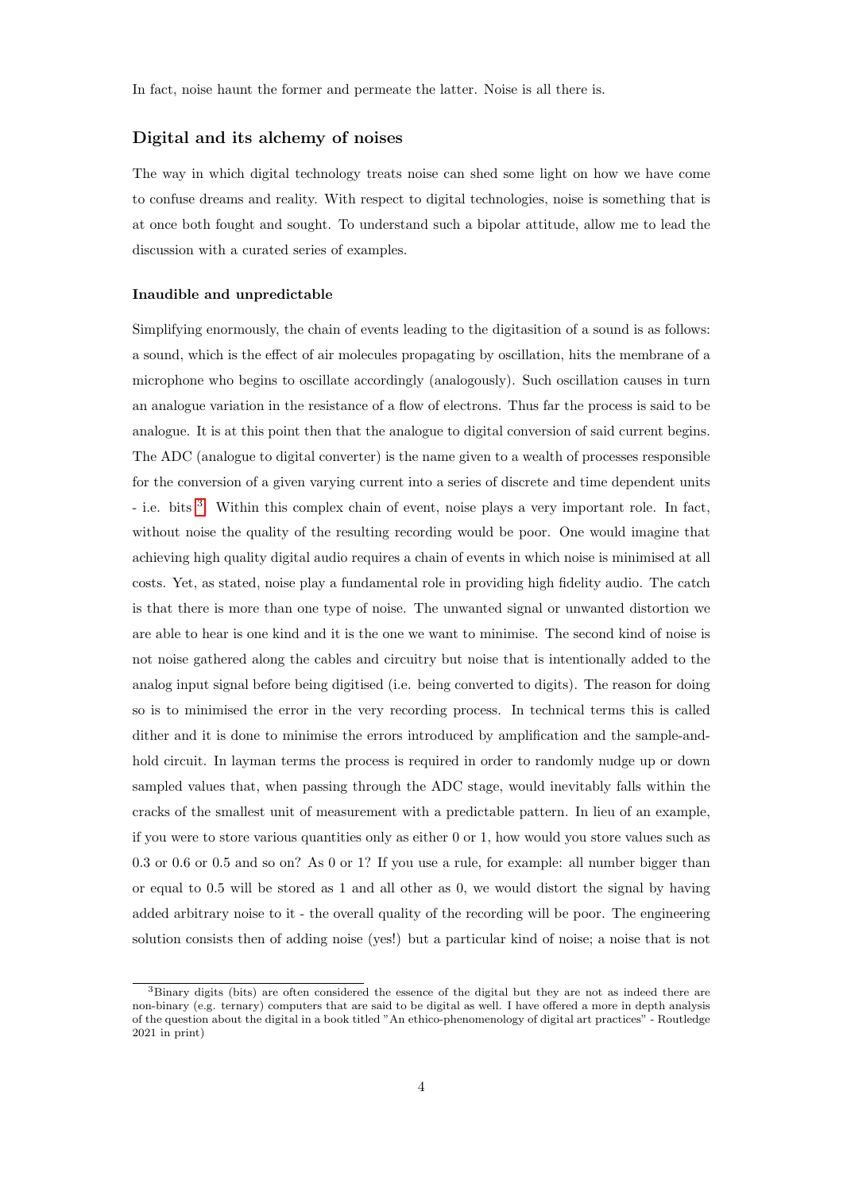In fact, noise haunt the former and permeate the latter. Noise is all there is.

## Digital and its alchemy of noises

The way in which digital technology treats noise can shed some light on how we have come to confuse dreams and reality. With respect to digital technologies, noise is something that is at once both fought and sought. To understand such a bipolar attitude, allow me to lead the discussion with a curated series of examples.

### Inaudible and unpredictable

Simplifying enormously, the chain of events leading to the digitasition of a sound is as follows: a sound, which is the effect of air molecules propagating by oscillation, hits the membrane of a microphone who begins to oscillate accordingly (analogously). Such oscillation causes in turn an analogue variation in the resistance of a flow of electrons. Thus far the process is said to be analogue. It is at this point then that the analogue to digital conversion of said current begins. The ADC (analogue to digital converter) is the name given to a wealth of processes responsible for the conversion of a given varying current into a series of discrete and time dependent units - i.e. bits [3]. Within this complex chain of event, noise plays a very important role. In fact, without noise the quality of the resulting recording would be poor. One would imagine that achieving high quality digital audio requires a chain of events in which noise is minimised at all costs. Yet, as stated, noise play a fundamental role in providing high fidelity audio. The catch is that there is more than one type of noise. The unwanted signal or unwanted distortion we are able to hear is one kind and it is the one we want to minimise. The second kind of noise is not noise gathered along the cables and circuitry but noise that is intentionally added to the analog input signal before being digitised (i.e. being converted to digits). The reason for doing so is to minimised the error in the very recording process. In technical terms this is called dither and it is done to minimise the errors introduced by amplification and the sample-and-hold circuit. In layman terms the process is required in order to randomly nudge up or down sampled values that, when passing through the ADC stage, would inevitably falls within the cracks of the smallest unit of measurement with a predictable pattern. In lieu of an example, if you were to store various quantities only as either 0 or 1, how would you store values such as 0.3 or 0.6 or 0.5 and so on? As 0 or 1? If you use a rule, for example: all number bigger than or equal to 0.5 will be stored as 1 and all other as 0, we would distort the signal by having added arbitrary noise to it - the overall quality of the recording will be poor. The engineering solution consists then of adding noise (yes!) but a particular kind of noise; a noise that is not

[3] Binary digits (bits) are often considered the essence of the digital but they are not as indeed there are non-binary (e.g. ternary) computers that are said to be digital as well. I have offered a more in depth analysis of the question about the digital in a book titled "An ethico-phenomenology of digital art practices" - Routledge 2021 in print)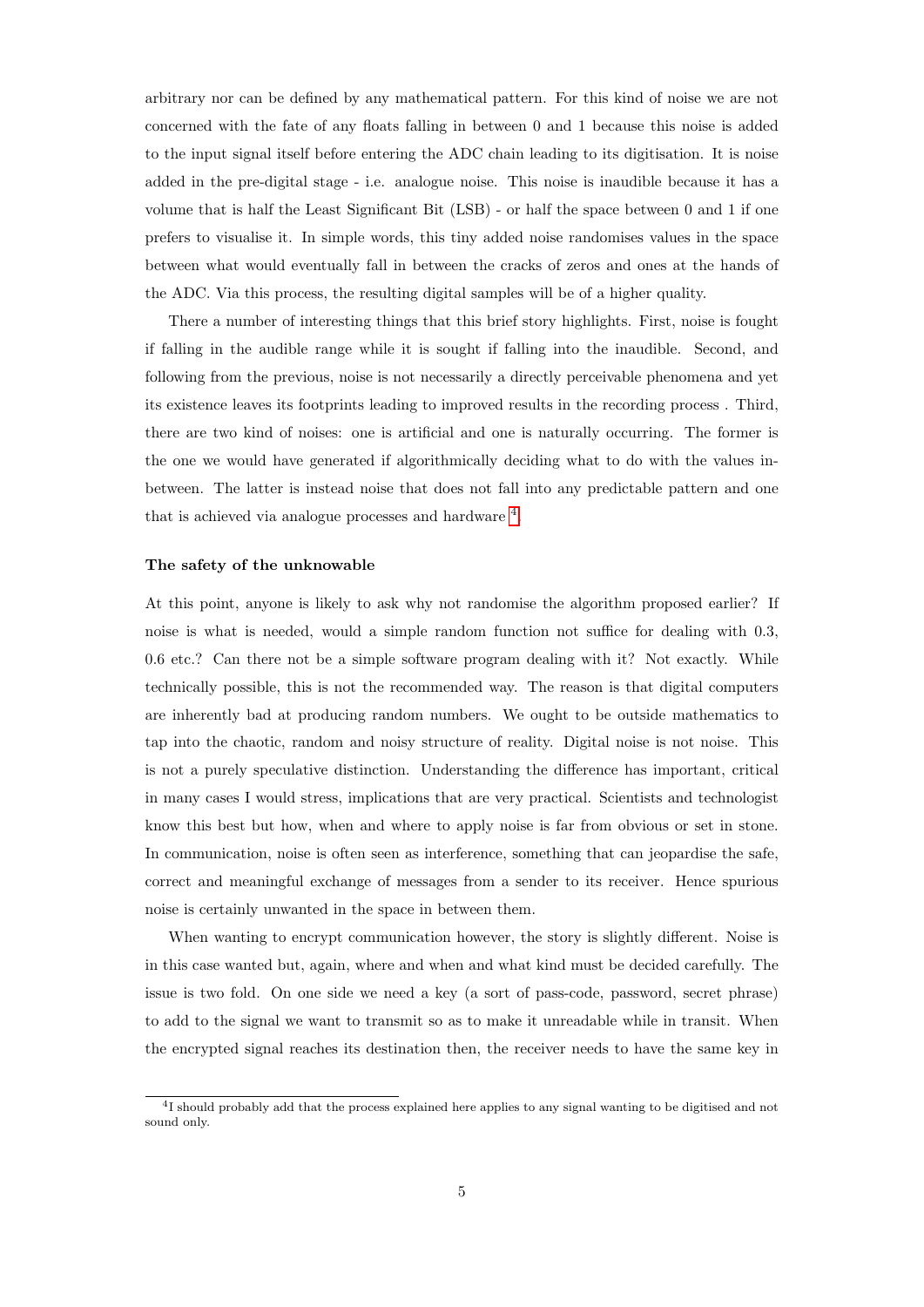arbitrary nor can be defined by any mathematical pattern. For this kind of noise we are not concerned with the fate of any floats falling in between 0 and 1 because this noise is added to the input signal itself before entering the ADC chain leading to its digitisation. It is noise added in the pre-digital stage - i.e. analogue noise. This noise is inaudible because it has a volume that is half the Least Significant Bit (LSB) - or half the space between 0 and 1 if one prefers to visualise it. In simple words, this tiny added noise randomises values in the space between what would eventually fall in between the cracks of zeros and ones at the hands of the ADC. Via this process, the resulting digital samples will be of a higher quality.

There a number of interesting things that this brief story highlights. First, noise is fought if falling in the audible range while it is sought if falling into the inaudible. Second, and following from the previous, noise is not necessarily a directly perceivable phenomena and yet its existence leaves its footprints leading to improved results in the recording process . Third, there are two kind of noises: one is artificial and one is naturally occurring. The former is the one we would have generated if algorithmically deciding what to do with the values in-between. The latter is instead noise that does not fall into any predictable pattern and one that is achieved via analogue processes and hardware [4].

**The safety of the unknowable**

At this point, anyone is likely to ask why not randomise the algorithm proposed earlier? If noise is what is needed, would a simple random function not suffice for dealing with 0.3, 0.6 etc.? Can there not be a simple software program dealing with it? Not exactly. While technically possible, this is not the recommended way. The reason is that digital computers are inherently bad at producing random numbers. We ought to be outside mathematics to tap into the chaotic, random and noisy structure of reality. Digital noise is not noise. This is not a purely speculative distinction. Understanding the difference has important, critical in many cases I would stress, implications that are very practical. Scientists and technologist know this best but how, when and where to apply noise is far from obvious or set in stone. In communication, noise is often seen as interference, something that can jeopardise the safe, correct and meaningful exchange of messages from a sender to its receiver. Hence spurious noise is certainly unwanted in the space in between them.

When wanting to encrypt communication however, the story is slightly different. Noise is in this case wanted but, again, where and when and what kind must be decided carefully. The issue is two fold. On one side we need a key (a sort of pass-code, password, secret phrase) to add to the signal we want to transmit so as to make it unreadable while in transit. When the encrypted signal reaches its destination then, the receiver needs to have the same key in

[4] I should probably add that the process explained here applies to any signal wanting to be digitised and not sound only.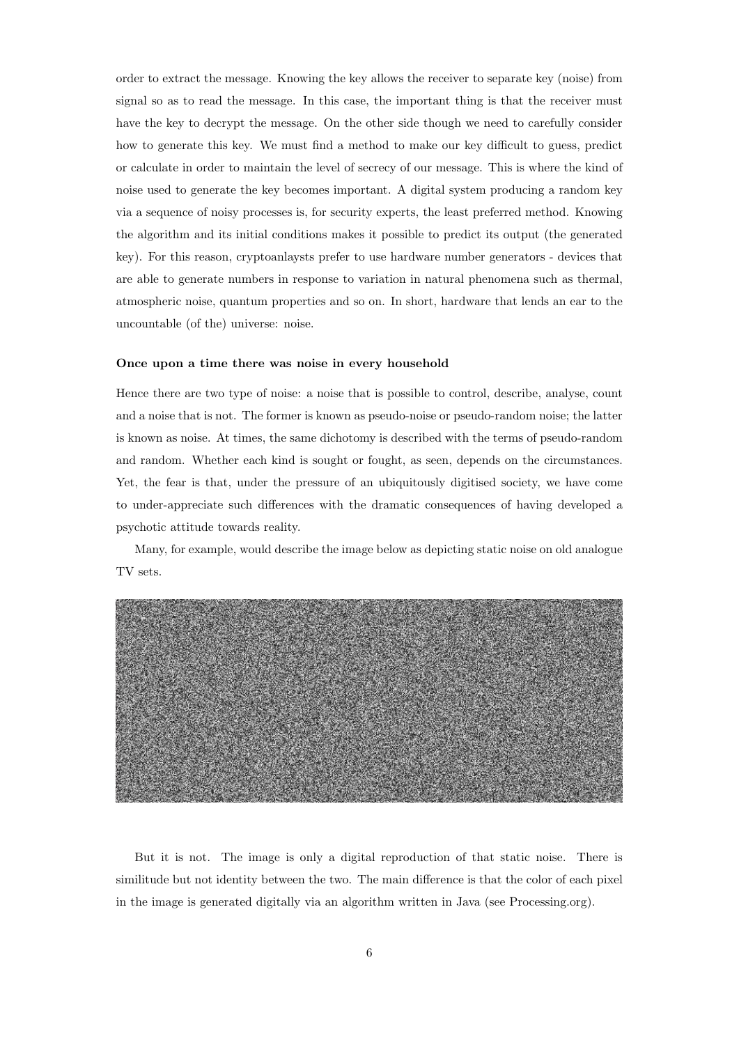order to extract the message. Knowing the key allows the receiver to separate key (noise) from signal so as to read the message. In this case, the important thing is that the receiver must have the key to decrypt the message. On the other side though we need to carefully consider how to generate this key. We must find a method to make our key difficult to guess, predict or calculate in order to maintain the level of secrecy of our message. This is where the kind of noise used to generate the key becomes important. A digital system producing a random key via a sequence of noisy processes is, for security experts, the least preferred method. Knowing the algorithm and its initial conditions makes it possible to predict its output (the generated key). For this reason, cryptoanlaysts prefer to use hardware number generators - devices that are able to generate numbers in response to variation in natural phenomena such as thermal, atmospheric noise, quantum properties and so on. In short, hardware that lends an ear to the uncountable (of the) universe: noise.

**Once upon a time there was noise in every household**

Hence there are two type of noise: a noise that is possible to control, describe, analyse, count and a noise that is not. The former is known as pseudo-noise or pseudo-random noise; the latter is known as noise. At times, the same dichotomy is described with the terms of pseudo-random and random. Whether each kind is sought or fought, as seen, depends on the circumstances. Yet, the fear is that, under the pressure of an ubiquitously digitised society, we have come to under-appreciate such differences with the dramatic consequences of having developed a psychotic attitude towards reality.

Many, for example, would describe the image below as depicting static noise on old analogue TV sets.

But it is not. The image is only a digital reproduction of that static noise. There is similitude but not identity between the two. The main difference is that the color of each pixel in the image is generated digitally via an algorithm written in Java (see Processing.org).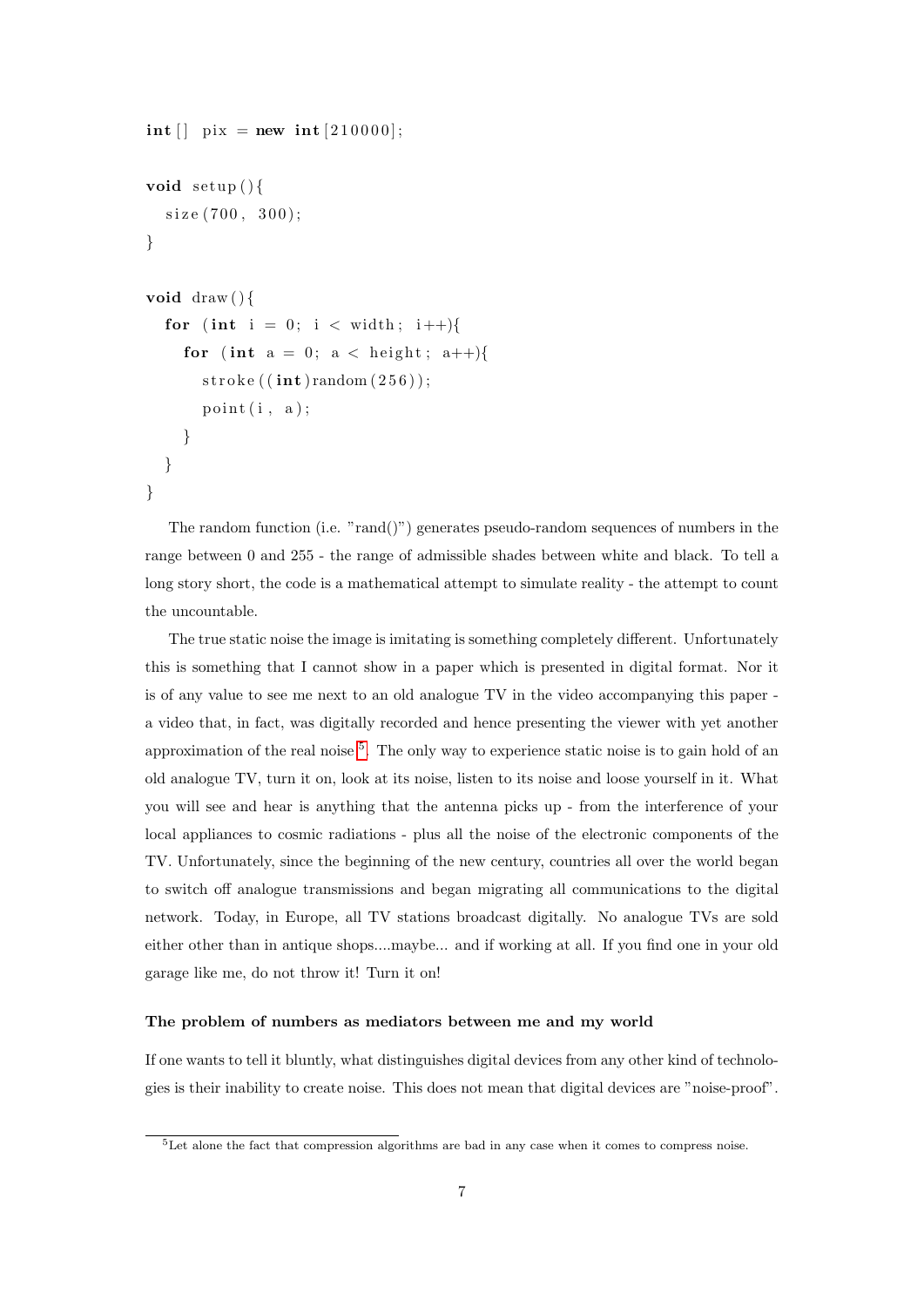```
int[] pix = new int[210000];

void setup(){
  size(700, 300);
}

void draw(){
  for (int i = 0; i < width; i++){
    for (int a = 0; a < height; a++){
      stroke((int)random(256));
      point(i, a);
    }
  }
}
```

The random function (i.e. "rand()") generates pseudo-random sequences of numbers in the range between 0 and 255 - the range of admissible shades between white and black. To tell a long story short, the code is a mathematical attempt to simulate reality - the attempt to count the uncountable.

The true static noise the image is imitating is something completely different. Unfortunately this is something that I cannot show in a paper which is presented in digital format. Nor it is of any value to see me next to an old analogue TV in the video accompanying this paper - a video that, in fact, was digitally recorded and hence presenting the viewer with yet another approximation of the real noise [5]. The only way to experience static noise is to gain hold of an old analogue TV, turn it on, look at its noise, listen to its noise and loose yourself in it. What you will see and hear is anything that the antenna picks up - from the interference of your local appliances to cosmic radiations - plus all the noise of the electronic components of the TV. Unfortunately, since the beginning of the new century, countries all over the world began to switch off analogue transmissions and began migrating all communications to the digital network. Today, in Europe, all TV stations broadcast digitally. No analogue TVs are sold either other than in antique shops....maybe... and if working at all. If you find one in your old garage like me, do not throw it! Turn it on!

#### The problem of numbers as mediators between me and my world

If one wants to tell it bluntly, what distinguishes digital devices from any other kind of technologies is their inability to create noise. This does not mean that digital devices are "noise-proof".

[5] Let alone the fact that compression algorithms are bad in any case when it comes to compress noise.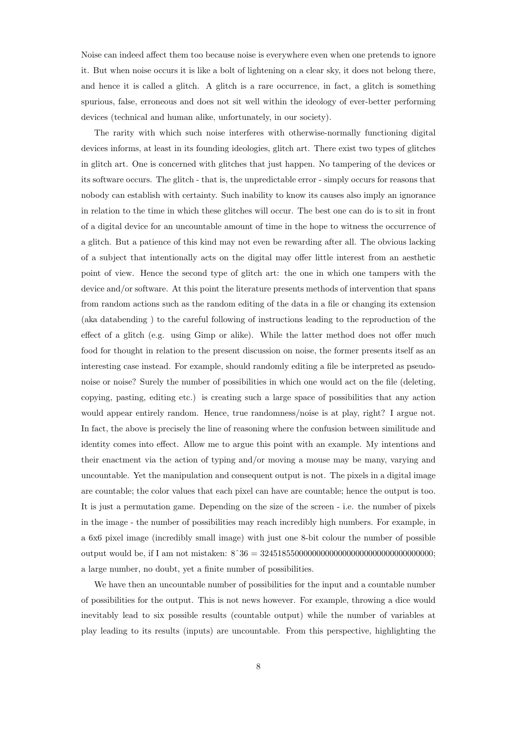Noise can indeed affect them too because noise is everywhere even when one pretends to ignore it. But when noise occurs it is like a bolt of lightening on a clear sky, it does not belong there, and hence it is called a glitch. A glitch is a rare occurrence, in fact, a glitch is something spurious, false, erroneous and does not sit well within the ideology of ever-better performing devices (technical and human alike, unfortunately, in our society).

The rarity with which such noise interferes with otherwise-normally functioning digital devices informs, at least in its founding ideologies, glitch art. There exist two types of glitches in glitch art. One is concerned with glitches that just happen. No tampering of the devices or its software occurs. The glitch - that is, the unpredictable error - simply occurs for reasons that nobody can establish with certainty. Such inability to know its causes also imply an ignorance in relation to the time in which these glitches will occur. The best one can do is to sit in front of a digital device for an uncountable amount of time in the hope to witness the occurrence of a glitch. But a patience of this kind may not even be rewarding after all. The obvious lacking of a subject that intentionally acts on the digital may offer little interest from an aesthetic point of view. Hence the second type of glitch art: the one in which one tampers with the device and/or software. At this point the literature presents methods of intervention that spans from random actions such as the random editing of the data in a file or changing its extension (aka databending ) to the careful following of instructions leading to the reproduction of the effect of a glitch (e.g. using Gimp or alike). While the latter method does not offer much food for thought in relation to the present discussion on noise, the former presents itself as an interesting case instead. For example, should randomly editing a file be interpreted as pseudo-noise or noise? Surely the number of possibilities in which one would act on the file (deleting, copying, pasting, editing etc.) is creating such a large space of possibilities that any action would appear entirely random. Hence, true randomness/noise is at play, right? I argue not. In fact, the above is precisely the line of reasoning where the confusion between similitude and identity comes into effect. Allow me to argue this point with an example. My intentions and their enactment via the action of typing and/or moving a mouse may be many, varying and uncountable. Yet the manipulation and consequent output is not. The pixels in a digital image are countable; the color values that each pixel can have are countable; hence the output is too. It is just a permutation game. Depending on the size of the screen - i.e. the number of pixels in the image - the number of possibilities may reach incredibly high numbers. For example, in a 6x6 pixel image (incredibly small image) with just one 8-bit colour the number of possible output would be, if I am not mistaken: 8ˆ36 = 324518550000000000000000000000000000000; a large number, no doubt, yet a finite number of possibilities.

We have then an uncountable number of possibilities for the input and a countable number of possibilities for the output. This is not news however. For example, throwing a dice would inevitably lead to six possible results (countable output) while the number of variables at play leading to its results (inputs) are uncountable. From this perspective, highlighting the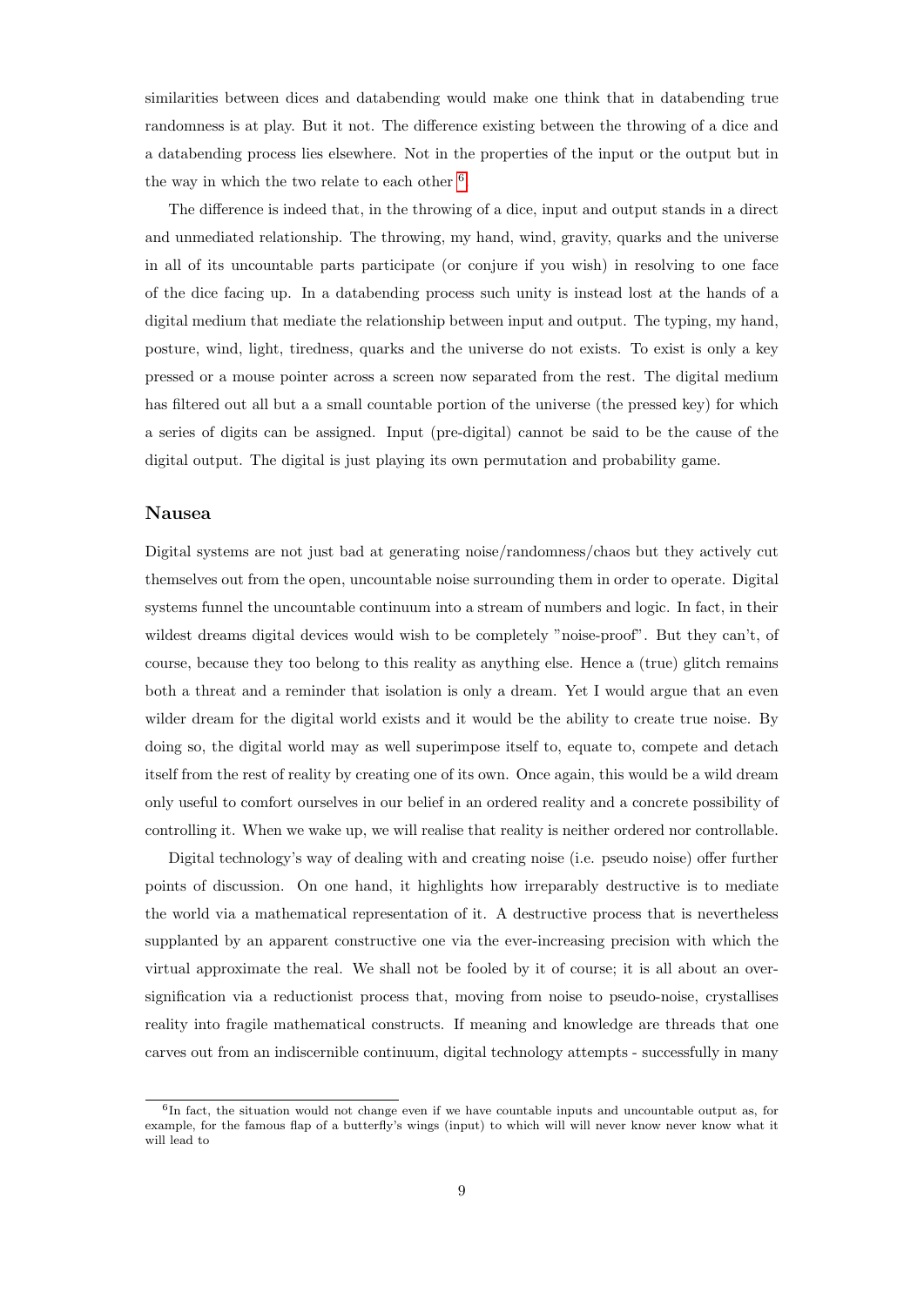similarities between dices and databending would make one think that in databending true randomness is at play. But it not. The difference existing between the throwing of a dice and a databending process lies elsewhere. Not in the properties of the input or the output but in the way in which the two relate to each other [6]

The difference is indeed that, in the throwing of a dice, input and output stands in a direct and unmediated relationship. The throwing, my hand, wind, gravity, quarks and the universe in all of its uncountable parts participate (or conjure if you wish) in resolving to one face of the dice facing up. In a databending process such unity is instead lost at the hands of a digital medium that mediate the relationship between input and output. The typing, my hand, posture, wind, light, tiredness, quarks and the universe do not exists. To exist is only a key pressed or a mouse pointer across a screen now separated from the rest. The digital medium has filtered out all but a a small countable portion of the universe (the pressed key) for which a series of digits can be assigned. Input (pre-digital) cannot be said to be the cause of the digital output. The digital is just playing its own permutation and probability game.

### Nausea

Digital systems are not just bad at generating noise/randomness/chaos but they actively cut themselves out from the open, uncountable noise surrounding them in order to operate. Digital systems funnel the uncountable continuum into a stream of numbers and logic. In fact, in their wildest dreams digital devices would wish to be completely "noise-proof". But they can't, of course, because they too belong to this reality as anything else. Hence a (true) glitch remains both a threat and a reminder that isolation is only a dream. Yet I would argue that an even wilder dream for the digital world exists and it would be the ability to create true noise. By doing so, the digital world may as well superimpose itself to, equate to, compete and detach itself from the rest of reality by creating one of its own. Once again, this would be a wild dream only useful to comfort ourselves in our belief in an ordered reality and a concrete possibility of controlling it. When we wake up, we will realise that reality is neither ordered nor controllable.

Digital technology's way of dealing with and creating noise (i.e. pseudo noise) offer further points of discussion. On one hand, it highlights how irreparably destructive is to mediate the world via a mathematical representation of it. A destructive process that is nevertheless supplanted by an apparent constructive one via the ever-increasing precision with which the virtual approximate the real. We shall not be fooled by it of course; it is all about an over-signification via a reductionist process that, moving from noise to pseudo-noise, crystallises reality into fragile mathematical constructs. If meaning and knowledge are threads that one carves out from an indiscernible continuum, digital technology attempts - successfully in many

---

[6] In fact, the situation would not change even if we have countable inputs and uncountable output as, for example, for the famous flap of a butterfly's wings (input) to which will will never know never know what it will lead to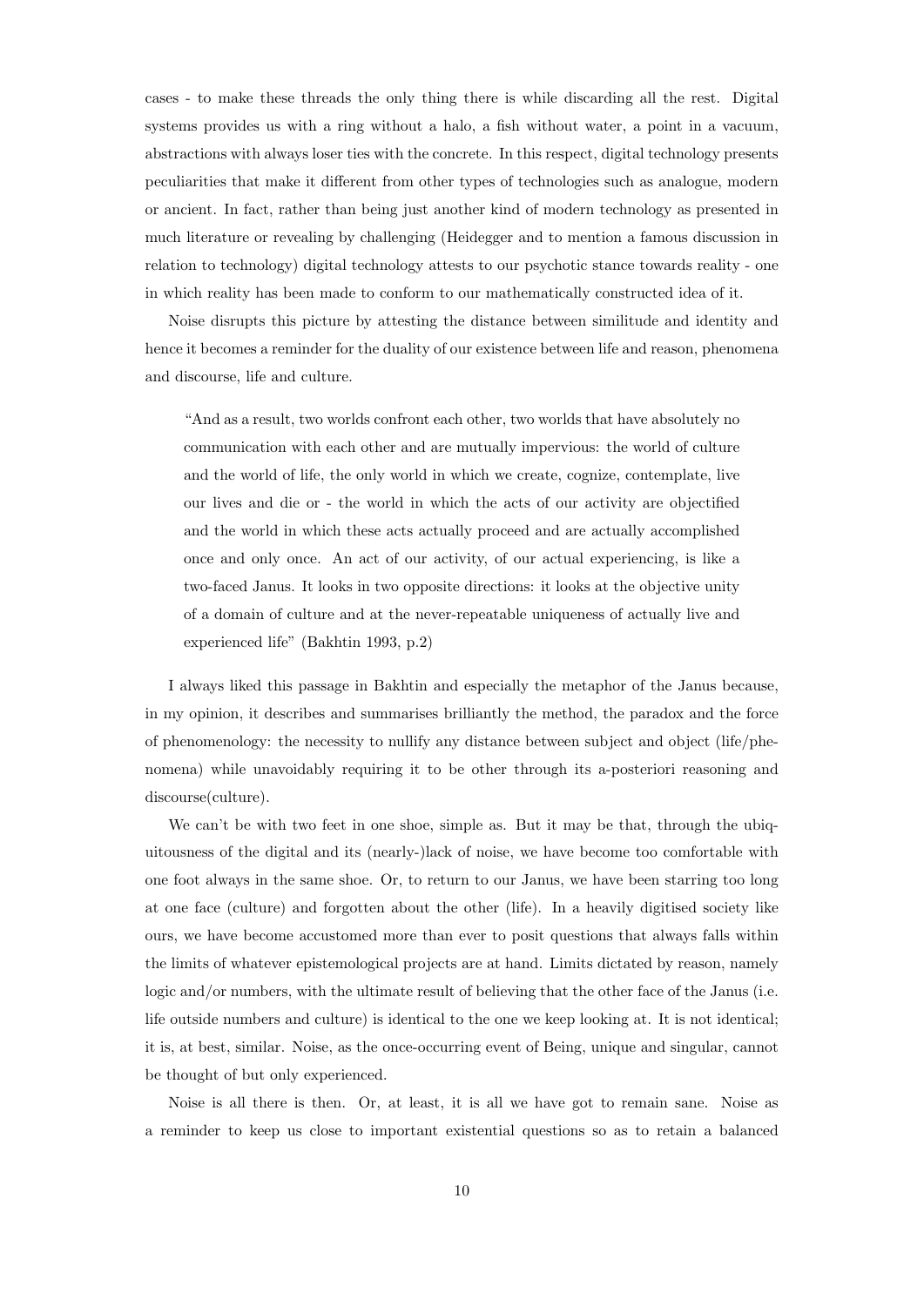cases - to make these threads the only thing there is while discarding all the rest. Digital systems provides us with a ring without a halo, a fish without water, a point in a vacuum, abstractions with always loser ties with the concrete. In this respect, digital technology presents peculiarities that make it different from other types of technologies such as analogue, modern or ancient. In fact, rather than being just another kind of modern technology as presented in much literature or revealing by challenging (Heidegger and to mention a famous discussion in relation to technology) digital technology attests to our psychotic stance towards reality - one in which reality has been made to conform to our mathematically constructed idea of it.

Noise disrupts this picture by attesting the distance between similitude and identity and hence it becomes a reminder for the duality of our existence between life and reason, phenomena and discourse, life and culture.

> "And as a result, two worlds confront each other, two worlds that have absolutely no communication with each other and are mutually impervious: the world of culture and the world of life, the only world in which we create, cognize, contemplate, live our lives and die or - the world in which the acts of our activity are objectified and the world in which these acts actually proceed and are actually accomplished once and only once. An act of our activity, of our actual experiencing, is like a two-faced Janus. It looks in two opposite directions: it looks at the objective unity of a domain of culture and at the never-repeatable uniqueness of actually live and experienced life" (Bakhtin 1993, p.2)

I always liked this passage in Bakhtin and especially the metaphor of the Janus because, in my opinion, it describes and summarises brilliantly the method, the paradox and the force of phenomenology: the necessity to nullify any distance between subject and object (life/phenomena) while unavoidably requiring it to be other through its a-posteriori reasoning and discourse(culture).

We can't be with two feet in one shoe, simple as. But it may be that, through the ubiquitousness of the digital and its (nearly-)lack of noise, we have become too comfortable with one foot always in the same shoe. Or, to return to our Janus, we have been starring too long at one face (culture) and forgotten about the other (life). In a heavily digitised society like ours, we have become accustomed more than ever to posit questions that always falls within the limits of whatever epistemological projects are at hand. Limits dictated by reason, namely logic and/or numbers, with the ultimate result of believing that the other face of the Janus (i.e. life outside numbers and culture) is identical to the one we keep looking at. It is not identical; it is, at best, similar. Noise, as the once-occurring event of Being, unique and singular, cannot be thought of but only experienced.

Noise is all there is then. Or, at least, it is all we have got to remain sane. Noise as a reminder to keep us close to important existential questions so as to retain a balanced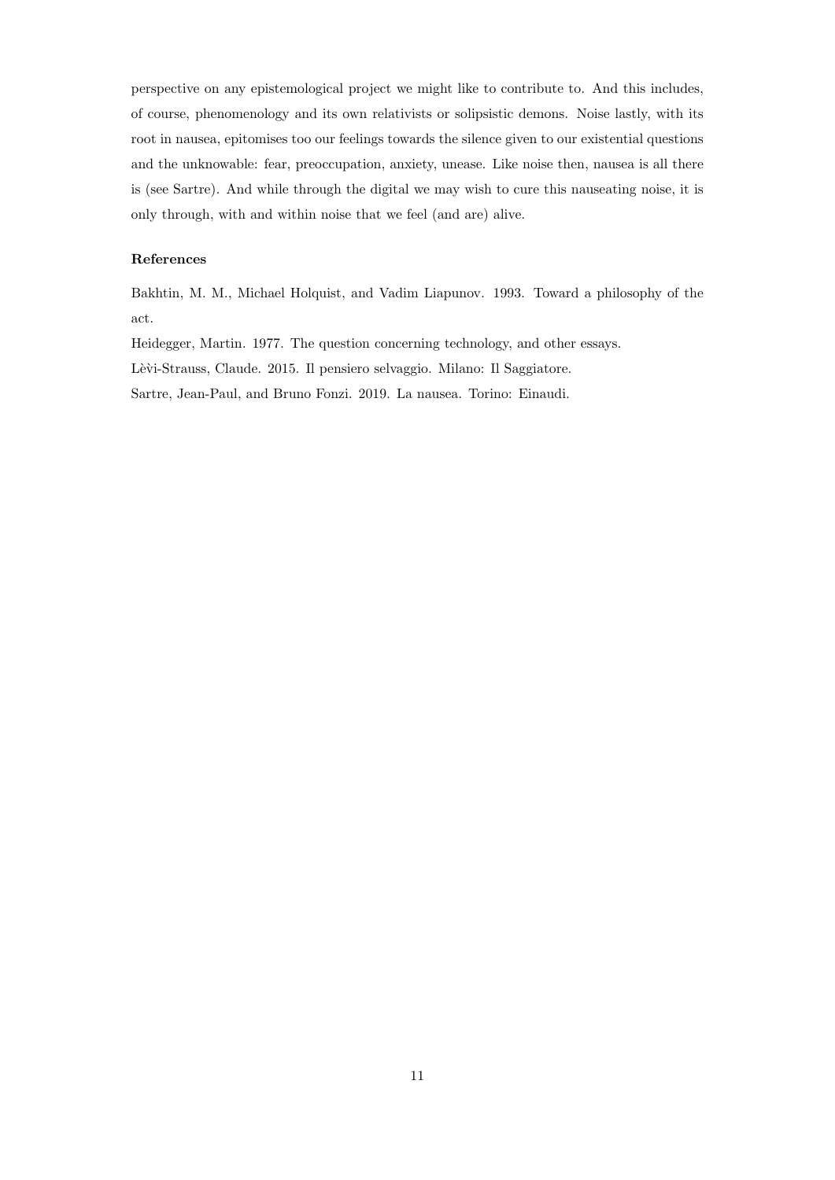perspective on any epistemological project we might like to contribute to. And this includes, of course, phenomenology and its own relativists or solipsistic demons. Noise lastly, with its root in nausea, epitomises too our feelings towards the silence given to our existential questions and the unknowable: fear, preoccupation, anxiety, unease. Like noise then, nausea is all there is (see Sartre). And while through the digital we may wish to cure this nauseating noise, it is only through, with and within noise that we feel (and are) alive.

### References

Bakhtin, M. M., Michael Holquist, and Vadim Liapunov. 1993. Toward a philosophy of the act.

Heidegger, Martin. 1977. The question concerning technology, and other essays.

Lèvi-Strauss, Claude. 2015. Il pensiero selvaggio. Milano: Il Saggiatore.

Sartre, Jean-Paul, and Bruno Fonzi. 2019. La nausea. Torino: Einaudi.